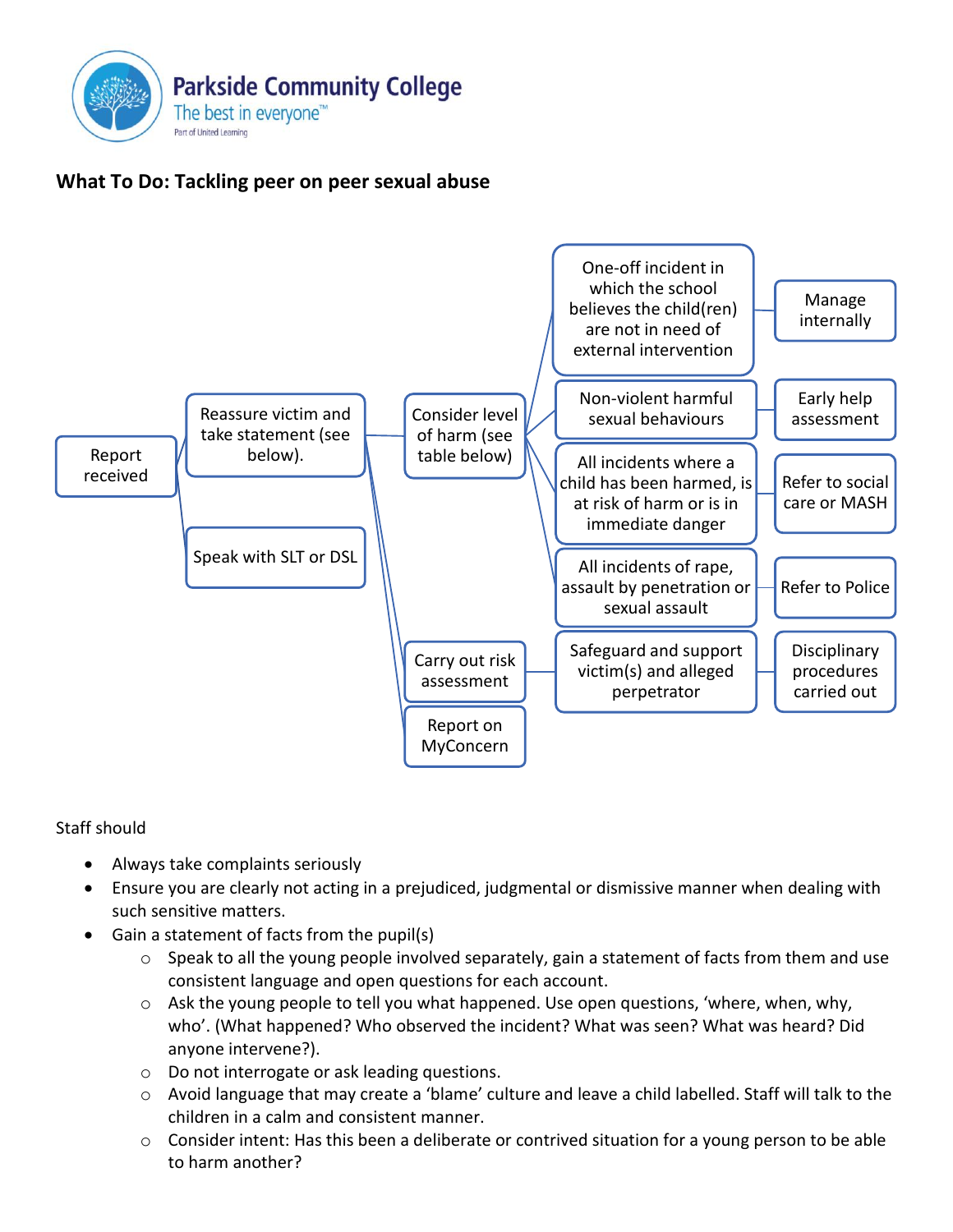Parkside Community College
The best in everyone™
Part of United Learning

## What To Do: Tackling peer on peer sexual abuse

- Report received
  - Reassure victim and take statement (see below).
    - Consider level of harm (see table below)
      - One-off incident in which the school believes the child(ren) are not in need of external intervention → Manage internally
      - Non-violent harmful sexual behaviours → Early help assessment
      - All incidents where a child has been harmed, is at risk of harm or is in immediate danger → Refer to social care or MASH
      - All incidents of rape, assault by penetration or sexual assault → Refer to Police
    - Carry out risk assessment → Safeguard and support victim(s) and alleged perpetrator → Disciplinary procedures carried out
    - Report on MyConcern
  - Speak with SLT or DSL

Staff should

- Always take complaints seriously
- Ensure you are clearly not acting in a prejudiced, judgmental or dismissive manner when dealing with such sensitive matters.
- Gain a statement of facts from the pupil(s)
  - Speak to all the young people involved separately, gain a statement of facts from them and use consistent language and open questions for each account.
  - Ask the young people to tell you what happened. Use open questions, 'where, when, why, who'. (What happened? Who observed the incident? What was seen? What was heard? Did anyone intervene?).
  - Do not interrogate or ask leading questions.
  - Avoid language that may create a 'blame' culture and leave a child labelled. Staff will talk to the children in a calm and consistent manner.
  - Consider intent: Has this been a deliberate or contrived situation for a young person to be able to harm another?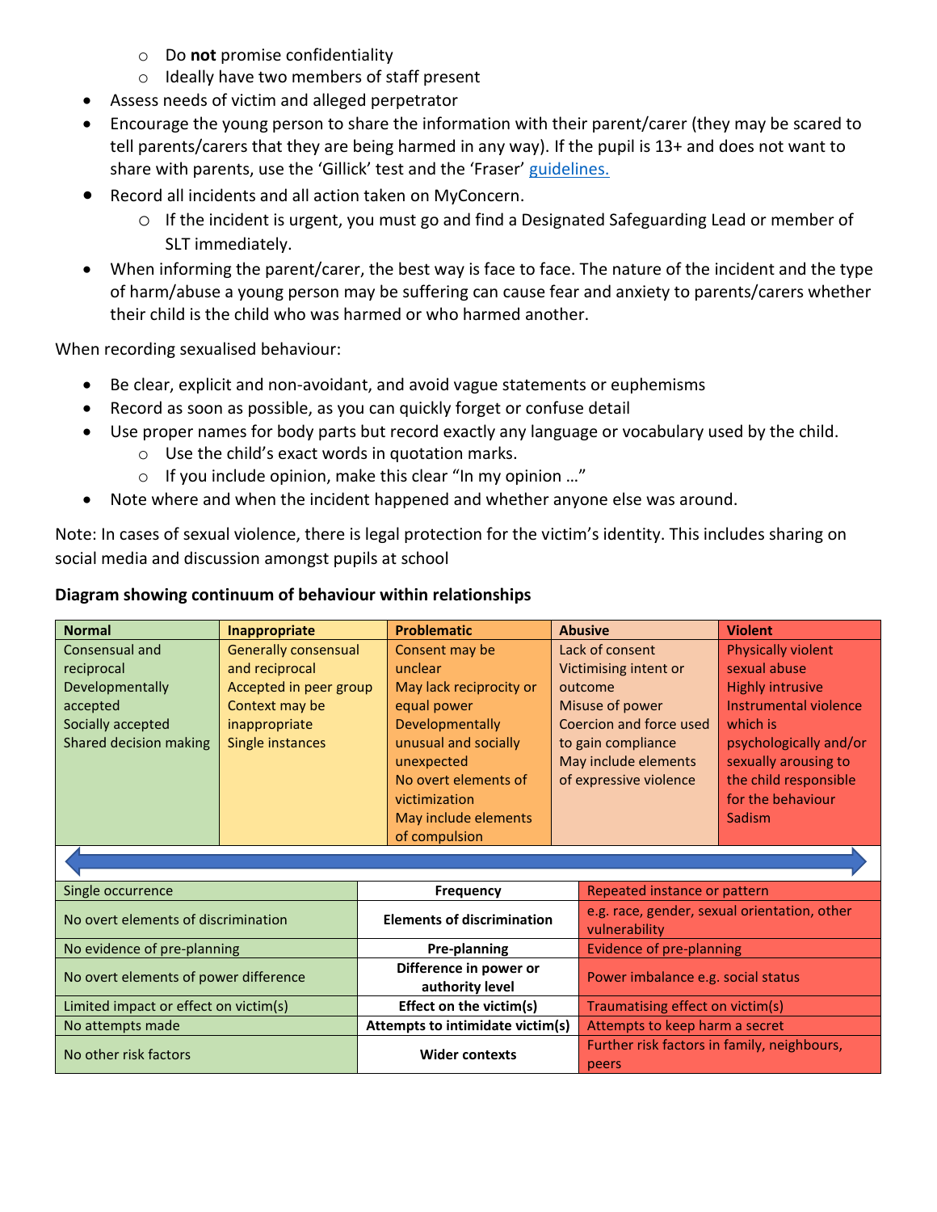- Do **not** promise confidentiality
  - Ideally have two members of staff present
- Assess needs of victim and alleged perpetrator
- Encourage the young person to share the information with their parent/carer (they may be scared to tell parents/carers that they are being harmed in any way). If the pupil is 13+ and does not want to share with parents, use the 'Gillick' test and the 'Fraser' guidelines.
- Record all incidents and all action taken on MyConcern.
  - If the incident is urgent, you must go and find a Designated Safeguarding Lead or member of SLT immediately.
- When informing the parent/carer, the best way is face to face. The nature of the incident and the type of harm/abuse a young person may be suffering can cause fear and anxiety to parents/carers whether their child is the child who was harmed or who harmed another.

When recording sexualised behaviour:

- Be clear, explicit and non-avoidant, and avoid vague statements or euphemisms
- Record as soon as possible, as you can quickly forget or confuse detail
- Use proper names for body parts but record exactly any language or vocabulary used by the child.
  - Use the child's exact words in quotation marks.
  - If you include opinion, make this clear "In my opinion …"
- Note where and when the incident happened and whether anyone else was around.

Note: In cases of sexual violence, there is legal protection for the victim's identity. This includes sharing on social media and discussion amongst pupils at school

**Diagram showing continuum of behaviour within relationships**

| Normal | Inappropriate | Problematic | Abusive | Violent |
|---|---|---|---|---|
| Consensual and reciprocal<br>Developmentally accepted<br>Socially accepted<br>Shared decision making | Generally consensual and reciprocal<br>Accepted in peer group<br>Context may be inappropriate<br>Single instances | Consent may be unclear<br>May lack reciprocity or equal power<br>Developmentally unusual and socially unexpected<br>No overt elements of victimization<br>May include elements of compulsion | Lack of consent<br>Victimising intent or outcome<br>Misuse of power<br>Coercion and force used to gain compliance<br>May include elements of expressive violence | Physically violent sexual abuse<br>Highly intrusive<br>Instrumental violence which is psychologically and/or sexually arousing to the child responsible for the behaviour<br>Sadism |

| | | |
|---|---|---|
| Single occurrence | **Frequency** | Repeated instance or pattern |
| No overt elements of discrimination | **Elements of discrimination** | e.g. race, gender, sexual orientation, other vulnerability |
| No evidence of pre-planning | **Pre-planning** | Evidence of pre-planning |
| No overt elements of power difference | **Difference in power or authority level** | Power imbalance e.g. social status |
| Limited impact or effect on victim(s) | **Effect on the victim(s)** | Traumatising effect on victim(s) |
| No attempts made | **Attempts to intimidate victim(s)** | Attempts to keep harm a secret |
| No other risk factors | **Wider contexts** | Further risk factors in family, neighbours, peers |